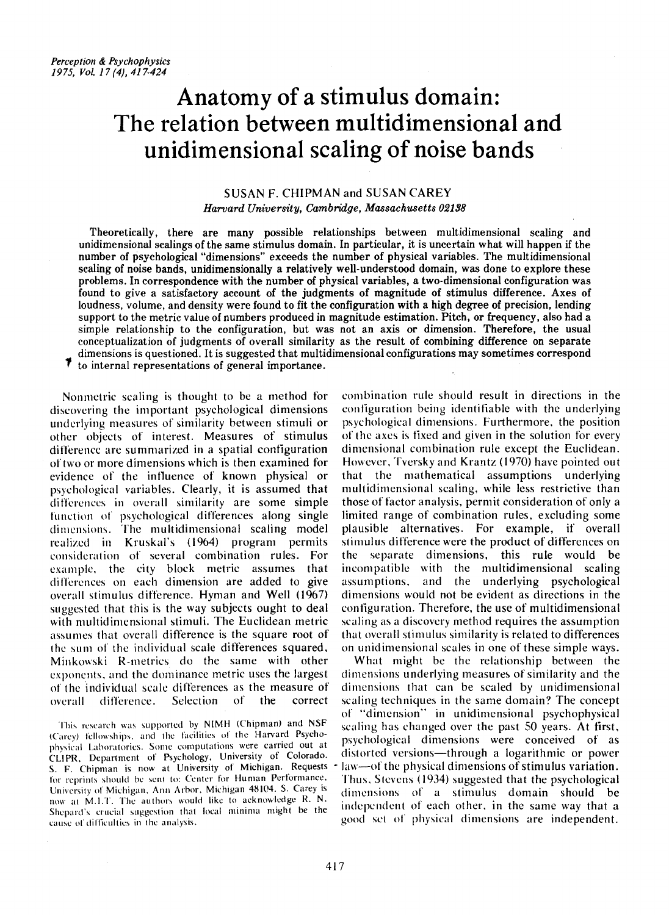# Anatomy of a stimulus domain: The relation between multidimensional and unidimensional scaling of noise bands

SUSAN F. CHIPMAN and SUSAN CAREY
*Harvard University, Cambridge, Massachusetts 02138*

**Theoretically, there are many possible relationships between multidimensional scaling and unidimensional scalings of the same stimulus domain. In particular, it is uncertain what will happen if the number of psychological "dimensions" exceeds the number of physical variables. The multidimensional scaling of noise bands, unidimensionally a relatively well-understood domain, was done to explore these problems. In correspondence with the number of physical variables, a two-dimensional configuration was found to give a satisfactory account of the judgments of magnitude of stimulus difference. Axes of loudness, volume, and density were found to fit the configuration with a high degree of precision, lending support to the metric value of numbers produced in magnitude estimation. Pitch, or frequency, also had a simple relationship to the configuration, but was not an axis or dimension. Therefore, the usual conceptualization of judgments of overall similarity as the result of combining difference on separate dimensions is questioned. It is suggested that multidimensional configurations may sometimes correspond to internal representations of general importance.**

Nonmetric scaling is thought to be a method for discovering the important psychological dimensions underlying measures of similarity between stimuli or other objects of interest. Measures of stimulus difference are summarized in a spatial configuration of two or more dimensions which is then examined for evidence of the influence of known physical or psychological variables. Clearly, it is assumed that differences in overall similarity are some simple function of psychological differences along single dimensions. The multidimensional scaling model realized in Kruskal's (1964) program permits consideration of several combination rules. For example, the city block metric assumes that differences on each dimension are added to give overall stimulus difference. Hyman and Well (1967) suggested that this is the way subjects ought to deal with multidimensional stimuli. The Euclidean metric assumes that overall difference is the square root of the sum of the individual scale differences squared. Minkowski R-metrics do the same with other exponents, and the dominance metric uses the largest of the individual scale differences as the measure of overall difference. Selection of the correct combination rule should result in directions in the configuration being identifiable with the underlying psychological dimensions. Furthermore, the position of the axes is fixed and given in the solution for every dimensional combination rule except the Euclidean. However, Tversky and Krantz (1970) have pointed out that the mathematical assumptions underlying multidimensional scaling, while less restrictive than those of factor analysis, permit consideration of only a limited range of combination rules, excluding some plausible alternatives. For example, if overall stimulus difference were the product of differences on the separate dimensions, this rule would be incompatible with the multidimensional scaling assumptions, and the underlying psychological dimensions would not be evident as directions in the configuration. Therefore, the use of multidimensional scaling as a discovery method requires the assumption that overall stimulus similarity is related to differences on unidimensional scales in one of these simple ways.

What might be the relationship between the dimensions underlying measures of similarity and the dimensions that can be scaled by unidimensional scaling techniques in the same domain? The concept of "dimension" in unidimensional psychophysical scaling has changed over the past 50 years. At first, psychological dimensions were conceived of as distorted versions—through a logarithmic or power law—of the physical dimensions of stimulus variation. Thus, Stevens (1934) suggested that the psychological dimensions of a stimulus domain should be independent of each other, in the same way that a good set of physical dimensions are independent.

This research was supported by NIMH (Chipman) and NSF (Carey) fellowships, and the facilities of the Harvard Psychophysical Laboratories. Some computations were carried out at CLIPR, Department of Psychology, University of Colorado. S. F. Chipman is now at University of Michigan. Requests for reprints should be sent to: Center for Human Performance, University of Michigan, Ann Arbor, Michigan 48104. S. Carey is now at M.I.T. The authors would like to acknowledge R. N. Shepard's crucial suggestion that local minima might be the cause of difficulties in the analysis.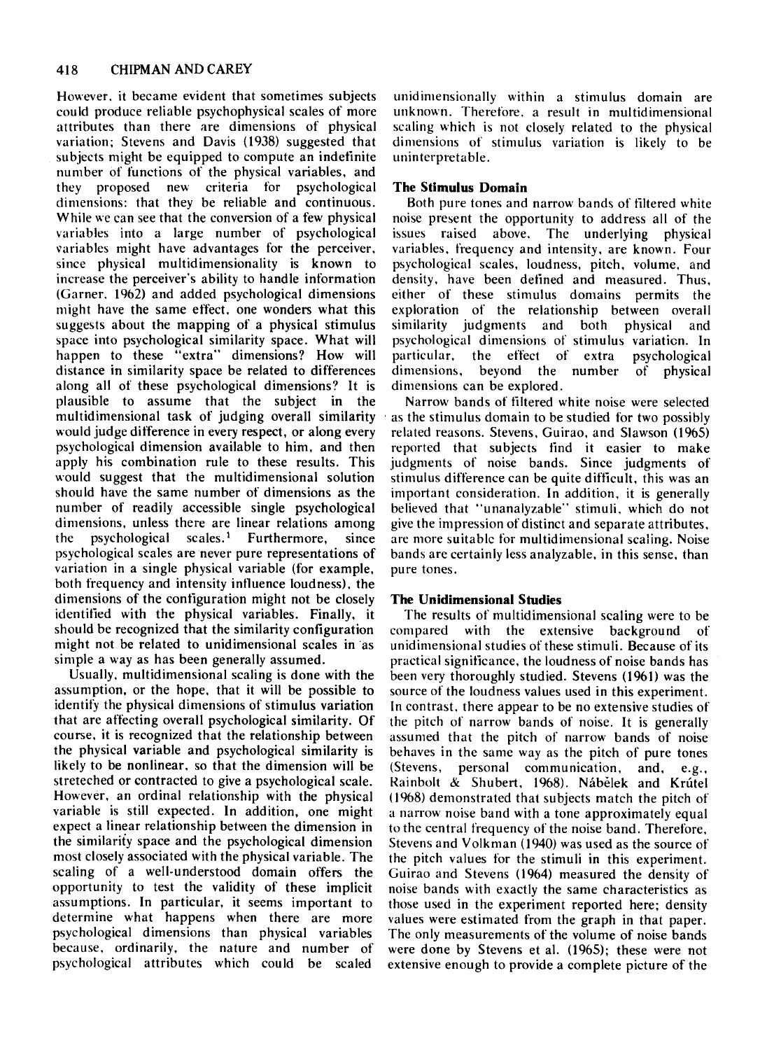However, it became evident that sometimes subjects could produce reliable psychophysical scales of more attributes than there are dimensions of physical variation; Stevens and Davis (1938) suggested that subjects might be equipped to compute an indefinite number of functions of the physical variables, and they proposed new criteria for psychological dimensions: that they be reliable and continuous. While we can see that the conversion of a few physical variables into a large number of psychological variables might have advantages for the perceiver, since physical multidimensionality is known to increase the perceiver's ability to handle information (Garner, 1962) and added psychological dimensions might have the same effect, one wonders what this suggests about the mapping of a physical stimulus space into psychological similarity space. What will happen to these "extra" dimensions? How will distance in similarity space be related to differences along all of these psychological dimensions? It is plausible to assume that the subject in the multidimensional task of judging overall similarity would judge difference in every respect, or along every psychological dimension available to him, and then apply his combination rule to these results. This would suggest that the multidimensional solution should have the same number of dimensions as the number of readily accessible single psychological dimensions, unless there are linear relations among the psychological scales.[1] Furthermore, since psychological scales are never pure representations of variation in a single physical variable (for example, both frequency and intensity influence loudness), the dimensions of the configuration might not be closely identified with the physical variables. Finally, it should be recognized that the similarity configuration might not be related to unidimensional scales in as simple a way as has been generally assumed.

Usually, multidimensional scaling is done with the assumption, or the hope, that it will be possible to identify the physical dimensions of stimulus variation that are affecting overall psychological similarity. Of course, it is recognized that the relationship between the physical variable and psychological similarity is likely to be nonlinear, so that the dimension will be streteched or contracted to give a psychological scale. However, an ordinal relationship with the physical variable is still expected. In addition, one might expect a linear relationship between the dimension in the similarity space and the psychological dimension most closely associated with the physical variable. The scaling of a well-understood domain offers the opportunity to test the validity of these implicit assumptions. In particular, it seems important to determine what happens when there are more psychological dimensions than physical variables because, ordinarily, the nature and number of psychological attributes which could be scaled unidimensionally within a stimulus domain are unknown. Therefore, a result in multidimensional scaling which is not closely related to the physical dimensions of stimulus variation is likely to be uninterpretable.

### The Stimulus Domain

Both pure tones and narrow bands of filtered white noise present the opportunity to address all of the issues raised above. The underlying physical variables, frequency and intensity, are known. Four psychological scales, loudness, pitch, volume, and density, have been defined and measured. Thus, either of these stimulus domains permits the exploration of the relationship between overall similarity judgments and both physical and psychological dimensions of stimulus variation. In particular, the effect of extra psychological dimensions, beyond the number of physical dimensions can be explored.

Narrow bands of filtered white noise were selected as the stimulus domain to be studied for two possibly related reasons. Stevens, Guirao, and Slawson (1965) reported that subjects find it easier to make judgments of noise bands. Since judgments of stimulus difference can be quite difficult, this was an important consideration. In addition, it is generally believed that "unanalyzable" stimuli, which do not give the impression of distinct and separate attributes, are more suitable for multidimensional scaling. Noise bands are certainly less analyzable, in this sense, than pure tones.

### The Unidimensional Studies

The results of multidimensional scaling were to be compared with the extensive background of unidimensional studies of these stimuli. Because of its practical significance, the loudness of noise bands has been very thoroughly studied. Stevens (1961) was the source of the loudness values used in this experiment. In contrast, there appear to be no extensive studies of the pitch of narrow bands of noise. It is generally assumed that the pitch of narrow bands of noise behaves in the same way as the pitch of pure tones (Stevens, personal communication, and, e.g., Rainbolt & Shubert, 1968). Nábělek and Krútel (1968) demonstrated that subjects match the pitch of a narrow noise band with a tone approximately equal to the central frequency of the noise band. Therefore, Stevens and Volkman (1940) was used as the source of the pitch values for the stimuli in this experiment. Guirao and Stevens (1964) measured the density of noise bands with exactly the same characteristics as those used in the experiment reported here; density values were estimated from the graph in that paper. The only measurements of the volume of noise bands were done by Stevens et al. (1965); these were not extensive enough to provide a complete picture of the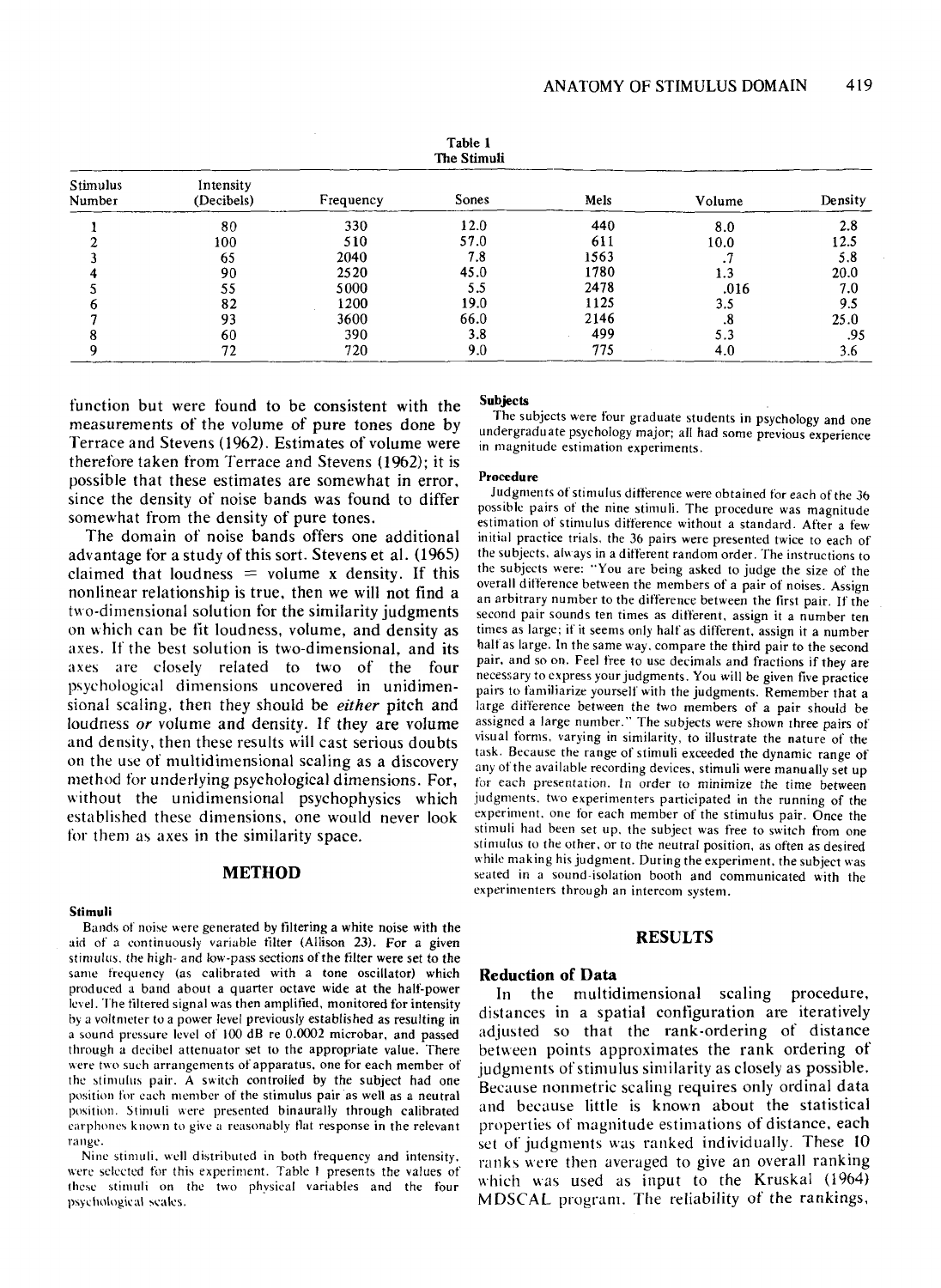Table 1
The Stimuli

| Stimulus Number | Intensity (Decibels) | Frequency | Sones | Mels | Volume | Density |
|---|---|---|---|---|---|---|
| 1 | 80 | 330 | 12.0 | 440 | 8.0 | 2.8 |
| 2 | 100 | 510 | 57.0 | 611 | 10.0 | 12.5 |
| 3 | 65 | 2040 | 7.8 | 1563 | .7 | 5.8 |
| 4 | 90 | 2520 | 45.0 | 1780 | 1.3 | 20.0 |
| 5 | 55 | 5000 | 5.5 | 2478 | .016 | 7.0 |
| 6 | 82 | 1200 | 19.0 | 1125 | 3.5 | 9.5 |
| 7 | 93 | 3600 | 66.0 | 2146 | .8 | 25.0 |
| 8 | 60 | 390 | 3.8 | 499 | 5.3 | .95 |
| 9 | 72 | 720 | 9.0 | 775 | 4.0 | 3.6 |

function but were found to be consistent with the measurements of the volume of pure tones done by Terrace and Stevens (1962). Estimates of volume were therefore taken from Terrace and Stevens (1962); it is possible that these estimates are somewhat in error, since the density of noise bands was found to differ somewhat from the density of pure tones.

The domain of noise bands offers one additional advantage for a study of this sort. Stevens et al. (1965) claimed that loudness = volume x density. If this nonlinear relationship is true, then we will not find a two-dimensional solution for the similarity judgments on which can be fit loudness, volume, and density as axes. If the best solution is two-dimensional, and its axes are closely related to two of the four psychological dimensions uncovered in unidimensional scaling, then they should be *either* pitch and loudness *or* volume and density. If they are volume and density, then these results will cast serious doubts on the use of multidimensional scaling as a discovery method for underlying psychological dimensions. For, without the unidimensional psychophysics which established these dimensions, one would never look for them as axes in the similarity space.

## METHOD

### Stimuli

Bands of noise were generated by filtering a white noise with the aid of a continuously variable filter (Allison 23). For a given stimulus, the high- and low-pass sections of the filter were set to the same frequency (as calibrated with a tone oscillator) which produced a band about a quarter octave wide at the half-power level. The filtered signal was then amplified, monitored for intensity by a voltmeter to a power level previously established as resulting in a sound pressure level of 100 dB re 0.0002 microbar, and passed through a decibel attenuator set to the appropriate value. There were two such arrangements of apparatus, one for each member of the stimulus pair. A switch controlled by the subject had one position for each member of the stimulus pair as well as a neutral position. Stimuli were presented binaurally through calibrated earphones known to give a reasonably flat response in the relevant range.

Nine stimuli, well distributed in both frequency and intensity, were selected for this experiment. Table 1 presents the values of these stimuli on the two physical variables and the four psychological scales.

### Subjects

The subjects were four graduate students in psychology and one undergraduate psychology major; all had some previous experience in magnitude estimation experiments.

### Procedure

Judgments of stimulus difference were obtained for each of the 36 possible pairs of the nine stimuli. The procedure was magnitude estimation of stimulus difference without a standard. After a few initial practice trials, the 36 pairs were presented twice to each of the subjects, always in a different random order. The instructions to the subjects were: "You are being asked to judge the size of the overall difference between the members of a pair of noises. Assign an arbitrary number to the difference between the first pair. If the second pair sounds ten times as different, assign it a number ten times as large; if it seems only half as different, assign it a number half as large. In the same way, compare the third pair to the second pair, and so on. Feel free to use decimals and fractions if they are necessary to express your judgments. You will be given five practice pairs to familiarize yourself with the judgments. Remember that a large difference between the two members of a pair should be assigned a large number." The subjects were shown three pairs of visual forms, varying in similarity, to illustrate the nature of the task. Because the range of stimuli exceeded the dynamic range of any of the available recording devices, stimuli were manually set up for each presentation. In order to minimize the time between judgments, two experimenters participated in the running of the experiment, one for each member of the stimulus pair. Once the stimuli had been set up, the subject was free to switch from one stimulus to the other, or to the neutral position, as often as desired while making his judgment. During the experiment, the subject was seated in a sound-isolation booth and communicated with the experimenters through an intercom system.

## RESULTS

### Reduction of Data

In the multidimensional scaling procedure, distances in a spatial configuration are iteratively adjusted so that the rank-ordering of distance between points approximates the rank ordering of judgments of stimulus similarity as closely as possible. Because nonmetric scaling requires only ordinal data and because little is known about the statistical properties of magnitude estimations of distance, each set of judgments was ranked individually. These 10 ranks were then averaged to give an overall ranking which was used as input to the Kruskal (1964) MDSCAL program. The reliability of the rankings,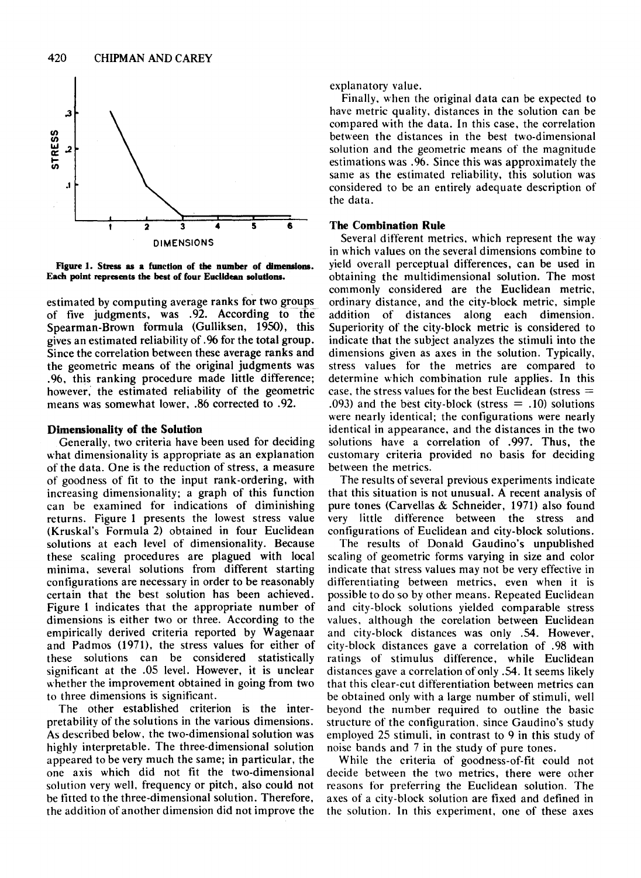Figure 1. Stress as a function of the number of dimensions. Each point represents the best of four Euclidean solutions.

estimated by computing average ranks for two groups of five judgments, was .92. According to the Spearman-Brown formula (Gulliksen, 1950), this gives an estimated reliability of .96 for the total group. Since the correlation between these average ranks and the geometric means of the original judgments was .96, this ranking procedure made little difference; however, the estimated reliability of the geometric means was somewhat lower, .86 corrected to .92.

### Dimensionality of the Solution

Generally, two criteria have been used for deciding what dimensionality is appropriate as an explanation of the data. One is the reduction of stress, a measure of goodness of fit to the input rank-ordering, with increasing dimensionality; a graph of this function can be examined for indications of diminishing returns. Figure 1 presents the lowest stress value (Kruskal's Formula 2) obtained in four Euclidean solutions at each level of dimensionality. Because these scaling procedures are plagued with local minima, several solutions from different starting configurations are necessary in order to be reasonably certain that the best solution has been achieved. Figure 1 indicates that the appropriate number of dimensions is either two or three. According to the empirically derived criteria reported by Wagenaar and Padmos (1971), the stress values for either of these solutions can be considered statistically significant at the .05 level. However, it is unclear whether the improvement obtained in going from two to three dimensions is significant.

The other established criterion is the interpretability of the solutions in the various dimensions. As described below, the two-dimensional solution was highly interpretable. The three-dimensional solution appeared to be very much the same; in particular, the one axis which did not fit the two-dimensional solution very well, frequency or pitch, also could not be fitted to the three-dimensional solution. Therefore, the addition of another dimension did not improve the explanatory value.

Finally, when the original data can be expected to have metric quality, distances in the solution can be compared with the data. In this case, the correlation between the distances in the best two-dimensional solution and the geometric means of the magnitude estimations was .96. Since this was approximately the same as the estimated reliability, this solution was considered to be an entirely adequate description of the data.

### The Combination Rule

Several different metrics, which represent the way in which values on the several dimensions combine to yield overall perceptual differences, can be used in obtaining the multidimensional solution. The most commonly considered are the Euclidean metric, ordinary distance, and the city-block metric, simple addition of distances along each dimension. Superiority of the city-block metric is considered to indicate that the subject analyzes the stimuli into the dimensions given as axes in the solution. Typically, stress values for the metrics are compared to determine which combination rule applies. In this case, the stress values for the best Euclidean (stress = .093) and the best city-block (stress = .10) solutions were nearly identical; the configurations were nearly identical in appearance, and the distances in the two solutions have a correlation of .997. Thus, the customary criteria provided no basis for deciding between the metrics.

The results of several previous experiments indicate that this situation is not unusual. A recent analysis of pure tones (Carvellas & Schneider, 1971) also found very little difference between the stress and configurations of Euclidean and city-block solutions.

The results of Donald Gaudino's unpublished scaling of geometric forms varying in size and color indicate that stress values may not be very effective in differentiating between metrics, even when it is possible to do so by other means. Repeated Euclidean and city-block solutions yielded comparable stress values, although the corelation between Euclidean and city-block distances was only .54. However, city-block distances gave a correlation of .98 with ratings of stimulus difference, while Euclidean distances gave a correlation of only .54. It seems likely that this clear-cut differentiation between metrics can be obtained only with a large number of stimuli, well beyond the number required to outline the basic structure of the configuration, since Gaudino's study employed 25 stimuli, in contrast to 9 in this study of noise bands and 7 in the study of pure tones.

While the criteria of goodness-of-fit could not decide between the two metrics, there were other reasons for preferring the Euclidean solution. The axes of a city-block solution are fixed and defined in the solution. In this experiment, one of these axes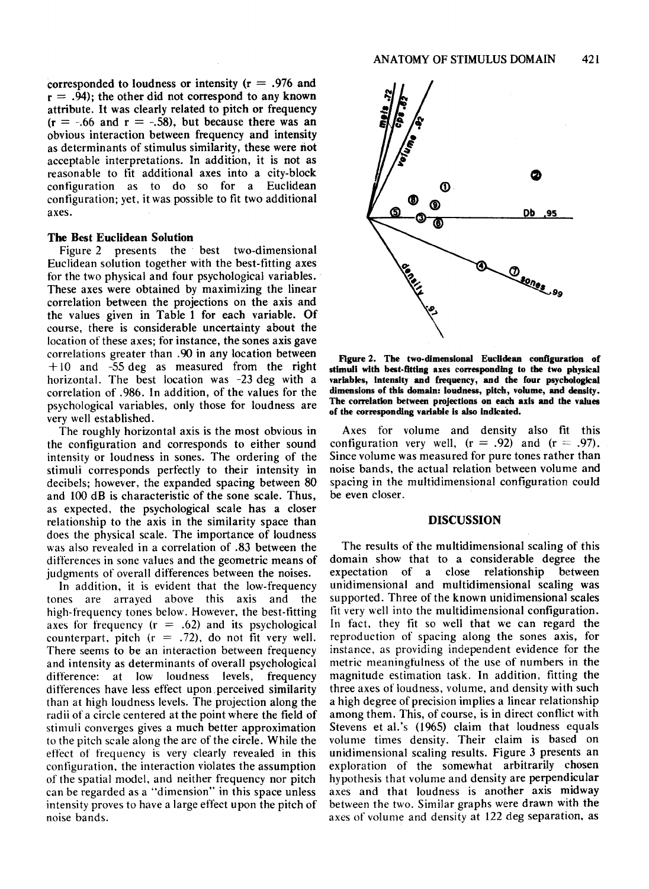corresponded to loudness or intensity ($r = .976$ and $r = .94$); the other did not correspond to any known attribute. It was clearly related to pitch or frequency ($r = -.66$ and $r = -.58$), but because there was an obvious interaction between frequency and intensity as determinants of stimulus similarity, these were not acceptable interpretations. In addition, it is not as reasonable to fit additional axes into a city-block configuration as to do so for a Euclidean configuration; yet, it was possible to fit two additional axes.

### The Best Euclidean Solution

Figure 2 presents the best two-dimensional Euclidean solution together with the best-fitting axes for the two physical and four psychological variables. These axes were obtained by maximizing the linear correlation between the projections on the axis and the values given in Table 1 for each variable. Of course, there is considerable uncertainty about the location of these axes; for instance, the sones axis gave correlations greater than .90 in any location between +10 and -55 deg as measured from the right horizontal. The best location was -23 deg with a correlation of .986. In addition, of the values for the psychological variables, only those for loudness are very well established.

The roughly horizontal axis is the most obvious in the configuration and corresponds to either sound intensity or loudness in sones. The ordering of the stimuli corresponds perfectly to their intensity in decibels; however, the expanded spacing between 80 and 100 dB is characteristic of the sone scale. Thus, as expected, the psychological scale has a closer relationship to the axis in the similarity space than does the physical scale. The importance of loudness was also revealed in a correlation of .83 between the differences in sone values and the geometric means of judgments of overall differences between the noises.

In addition, it is evident that the low-frequency tones are arrayed above this axis and the high-frequency tones below. However, the best-fitting axes for frequency ($r = .62$) and its psychological counterpart, pitch ($r = .72$), do not fit very well. There seems to be an interaction between frequency and intensity as determinants of overall psychological difference: at low loudness levels, frequency differences have less effect upon perceived similarity than at high loudness levels. The projection along the radii of a circle centered at the point where the field of stimuli converges gives a much better approximation to the pitch scale along the arc of the circle. While the effect of frequency is very clearly revealed in this configuration, the interaction violates the assumption of the spatial model, and neither frequency nor pitch can be regarded as a "dimension" in this space unless intensity proves to have a large effect upon the pitch of noise bands.

mels .72

cps .62

volume .92

Db .95

sones .99

density .97

**Figure 2. The two-dimensional Euclidean configuration of stimuli with best-fitting axes corresponding to the two physical variables, intensity and frequency, and the four psychological dimensions of this domain: loudness, pitch, volume, and density. The correlation between projections on each axis and the values of the corresponding variable is also indicated.**

Axes for volume and density also fit this configuration very well, ($r = .92$) and ($r = .97$). Since volume was measured for pure tones rather than noise bands, the actual relation between volume and spacing in the multidimensional configuration could be even closer.

## DISCUSSION

The results of the multidimensional scaling of this domain show that to a considerable degree the expectation of a close relationship between unidimensional and multidimensional scaling was supported. Three of the known unidimensional scales fit very well into the multidimensional configuration. In fact, they fit so well that we can regard the reproduction of spacing along the sones axis, for instance, as providing independent evidence for the metric meaningfulness of the use of numbers in the magnitude estimation task. In addition, fitting the three axes of loudness, volume, and density with such a high degree of precision implies a linear relationship among them. This, of course, is in direct conflict with Stevens et al.'s (1965) claim that loudness equals volume times density. Their claim is based on unidimensional scaling results. Figure 3 presents an exploration of the somewhat arbitrarily chosen hypothesis that volume and density are perpendicular axes and that loudness is another axis midway between the two. Similar graphs were drawn with the axes of volume and density at 122 deg separation, as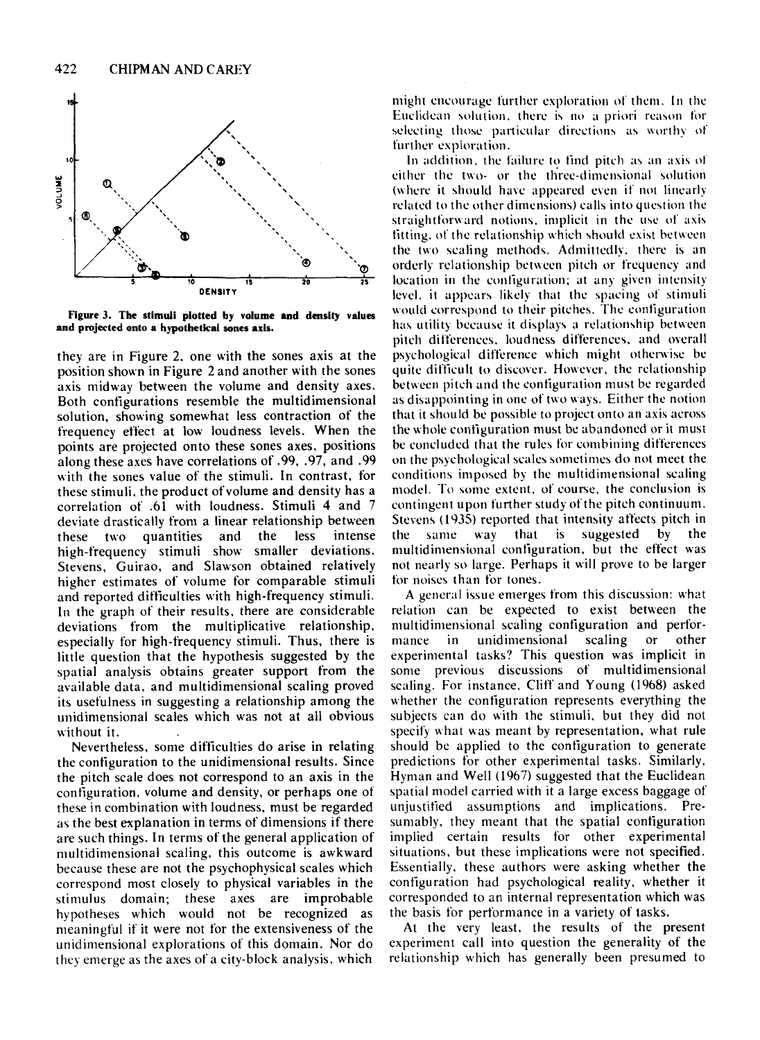Figure 3. The stimuli plotted by volume and density values and projected onto a hypothetical sones axis.

they are in Figure 2, one with the sones axis at the position shown in Figure 2 and another with the sones axis midway between the volume and density axes. Both configurations resemble the multidimensional solution, showing somewhat less contraction of the frequency effect at low loudness levels. When the points are projected onto these sones axes, positions along these axes have correlations of .99, .97, and .99 with the sones value of the stimuli. In contrast, for these stimuli, the product of volume and density has a correlation of .61 with loudness. Stimuli 4 and 7 deviate drastically from a linear relationship between these two quantities and the less intense high-frequency stimuli show smaller deviations. Stevens, Guirao, and Slawson obtained relatively higher estimates of volume for comparable stimuli and reported difficulties with high-frequency stimuli. In the graph of their results, there are considerable deviations from the multiplicative relationship, especially for high-frequency stimuli. Thus, there is little question that the hypothesis suggested by the spatial analysis obtains greater support from the available data, and multidimensional scaling proved its usefulness in suggesting a relationship among the unidimensional scales which was not at all obvious without it.

Nevertheless, some difficulties do arise in relating the configuration to the unidimensional results. Since the pitch scale does not correspond to an axis in the configuration, volume and density, or perhaps one of these in combination with loudness, must be regarded as the best explanation in terms of dimensions if there are such things. In terms of the general application of multidimensional scaling, this outcome is awkward because these are not the psychophysical scales which correspond most closely to physical variables in the stimulus domain; these axes are improbable hypotheses which would not be recognized as meaningful if it were not for the extensiveness of the unidimensional explorations of this domain. Nor do they emerge as the axes of a city-block analysis, which might encourage further exploration of them. In the Euclidean solution, there is no a priori reason for selecting those particular directions as worthy of further exploration.

In addition, the failure to find pitch as an axis of either the two- or the three-dimensional solution (where it should have appeared even if not linearly related to the other dimensions) calls into question the straightforward notions, implicit in the use of axis fitting, of the relationship which should exist between the two scaling methods. Admittedly, there is an orderly relationship between pitch or frequency and location in the configuration; at any given intensity level, it appears likely that the spacing of stimuli would correspond to their pitches. The configuration has utility because it displays a relationship between pitch differences, loudness differences, and overall psychological difference which might otherwise be quite difficult to discover. However, the relationship between pitch and the configuration must be regarded as disappointing in one of two ways. Either the notion that it should be possible to project onto an axis across the whole configuration must be abandoned or it must be concluded that the rules for combining differences on the psychological scales sometimes do not meet the conditions imposed by the multidimensional scaling model. To some extent, of course, the conclusion is contingent upon further study of the pitch continuum. Stevens (1935) reported that intensity affects pitch in the same way that is suggested by the multidimensional configuration, but the effect was not nearly so large. Perhaps it will prove to be larger for noises than for tones.

A general issue emerges from this discussion: what relation can be expected to exist between the multidimensional scaling configuration and performance in unidimensional scaling or other experimental tasks? This question was implicit in some previous discussions of multidimensional scaling. For instance, Cliff and Young (1968) asked whether the configuration represents everything the subjects can do with the stimuli, but they did not specify what was meant by representation, what rule should be applied to the configuration to generate predictions for other experimental tasks. Similarly, Hyman and Well (1967) suggested that the Euclidean spatial model carried with it a large excess baggage of unjustified assumptions and implications. Presumably, they meant that the spatial configuration implied certain results for other experimental situations, but these implications were not specified. Essentially, these authors were asking whether the configuration had psychological reality, whether it corresponded to an internal representation which was the basis for performance in a variety of tasks.

At the very least, the results of the present experiment call into question the generality of the relationship which has generally been presumed to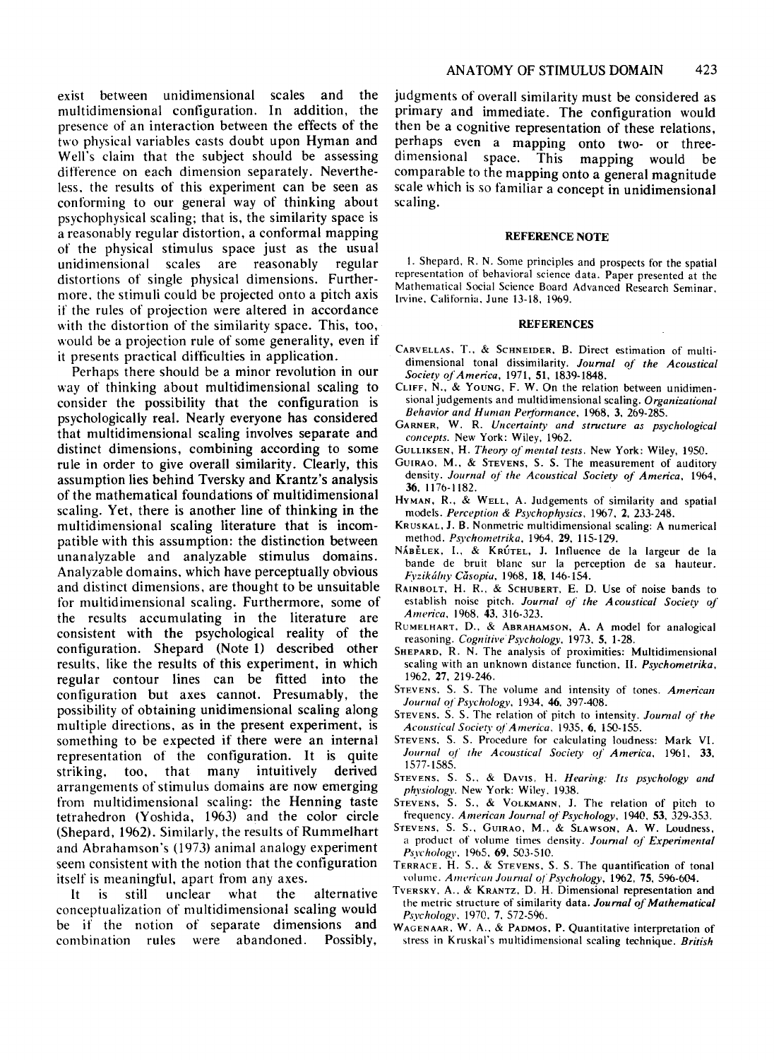exist between unidimensional scales and the multidimensional configuration. In addition, the presence of an interaction between the effects of the two physical variables casts doubt upon Hyman and Well's claim that the subject should be assessing difference on each dimension separately. Nevertheless, the results of this experiment can be seen as conforming to our general way of thinking about psychophysical scaling; that is, the similarity space is a reasonably regular distortion, a conformal mapping of the physical stimulus space just as the usual unidimensional scales are reasonably regular distortions of single physical dimensions. Furthermore, the stimuli could be projected onto a pitch axis if the rules of projection were altered in accordance with the distortion of the similarity space. This, too, would be a projection rule of some generality, even if it presents practical difficulties in application.

Perhaps there should be a minor revolution in our way of thinking about multidimensional scaling to consider the possibility that the configuration is psychologically real. Nearly everyone has considered that multidimensional scaling involves separate and distinct dimensions, combining according to some rule in order to give overall similarity. Clearly, this assumption lies behind Tversky and Krantz's analysis of the mathematical foundations of multidimensional scaling. Yet, there is another line of thinking in the multidimensional scaling literature that is incompatible with this assumption: the distinction between unanalyzable and analyzable stimulus domains. Analyzable domains, which have perceptually obvious and distinct dimensions, are thought to be unsuitable for multidimensional scaling. Furthermore, some of the results accumulating in the literature are consistent with the psychological reality of the configuration. Shepard (Note 1) described other results, like the results of this experiment, in which regular contour lines can be fitted into the configuration but axes cannot. Presumably, the possibility of obtaining unidimensional scaling along multiple directions, as in the present experiment, is something to be expected if there were an internal representation of the configuration. It is quite striking, too, that many intuitively derived arrangements of stimulus domains are now emerging from multidimensional scaling: the Henning taste tetrahedron (Yoshida, 1963) and the color circle (Shepard, 1962). Similarly, the results of Rummelhart and Abrahamson's (1973) animal analogy experiment seem consistent with the notion that the configuration itself is meaningful, apart from any axes.

It is still unclear what the alternative conceptualization of multidimensional scaling would be if the notion of separate dimensions and combination rules were abandoned. Possibly, judgments of overall similarity must be considered as primary and immediate. The configuration would then be a cognitive representation of these relations, perhaps even a mapping onto two- or three-dimensional space. This mapping would be comparable to the mapping onto a general magnitude scale which is so familiar a concept in unidimensional scaling.

## REFERENCE NOTE

1. Shepard, R. N. Some principles and prospects for the spatial representation of behavioral science data. Paper presented at the Mathematical Social Science Board Advanced Research Seminar, Irvine, California, June 13-18, 1969.

## REFERENCES

Carvellas, T., & Schneider, B. Direct estimation of multidimensional tonal dissimilarity. *Journal of the Acoustical Society of America*, 1971, **51**, 1839-1848.

Cliff, N., & Young, F. W. On the relation between unidimensional judgements and multidimensional scaling. *Organizational Behavior and Human Performance*, 1968, **3**, 269-285.

Garner, W. R. *Uncertainty and structure as psychological concepts*. New York: Wiley, 1962.

Gulliksen, H. *Theory of mental tests*. New York: Wiley, 1950.

Guirao, M., & Stevens, S. S. The measurement of auditory density. *Journal of the Acoustical Society of America*, 1964, **36**, 1176-1182.

Hyman, R., & Well, A. Judgements of similarity and spatial models. *Perception & Psychophysics*, 1967, **2**, 233-248.

Kruskal, J. B. Nonmetric multidimensional scaling: A numerical method. *Psychometrika*, 1964, **29**, 115-129.

Náběլek, I., & Krútel, J. Influence de la largeur de la bande de bruit blanc sur la perception de sa hauteur. *Fyzikálny Časopia*, 1968, **18**, 146-154.

Rainbolt, H. R., & Schubert, E. D. Use of noise bands to establish noise pitch. *Journal of the Acoustical Society of America*, 1968, **43**, 316-323.

Rumelhart, D., & Abrahamson, A. A model for analogical reasoning. *Cognitive Psychology*, 1973, **5**, 1-28.

Shepard, R. N. The analysis of proximities: Multidimensional scaling with an unknown distance function, II. *Psychometrika*, 1962, **27**, 219-246.

Stevens, S. S. The volume and intensity of tones. *American Journal of Psychology*, 1934, **46**, 397-408.

Stevens, S. S. The relation of pitch to intensity. *Journal of the Acoustical Society of America*, 1935, **6**, 150-155.

Stevens, S. S. Procedure for calculating loudness: Mark VI. *Journal of the Acoustical Society of America*, 1961, **33**, 1577-1585.

Stevens, S. S., & Davis, H. *Hearing: Its psychology and physiology*. New York: Wiley, 1938.

Stevens, S. S., & Volkmann, J. The relation of pitch to frequency. *American Journal of Psychology*, 1940, **53**, 329-353.

Stevens, S. S., Guirao, M., & Slawson, A. W. Loudness, a product of volume times density. *Journal of Experimental Psychology*, 1965, **69**, 503-510.

Terrace, H. S., & Stevens, S. S. The quantification of tonal volume. *American Journal of Psychology*, 1962, **75**, 596-604.

Tversky, A., & Krantz, D. H. Dimensional representation and the metric structure of similarity data. *Journal of Mathematical Psychology*, 1970, **7**, 572-596.

Wagenaar, W. A., & Padmos, P. Quantitative interpretation of stress in Kruskal's multidimensional scaling technique. *British*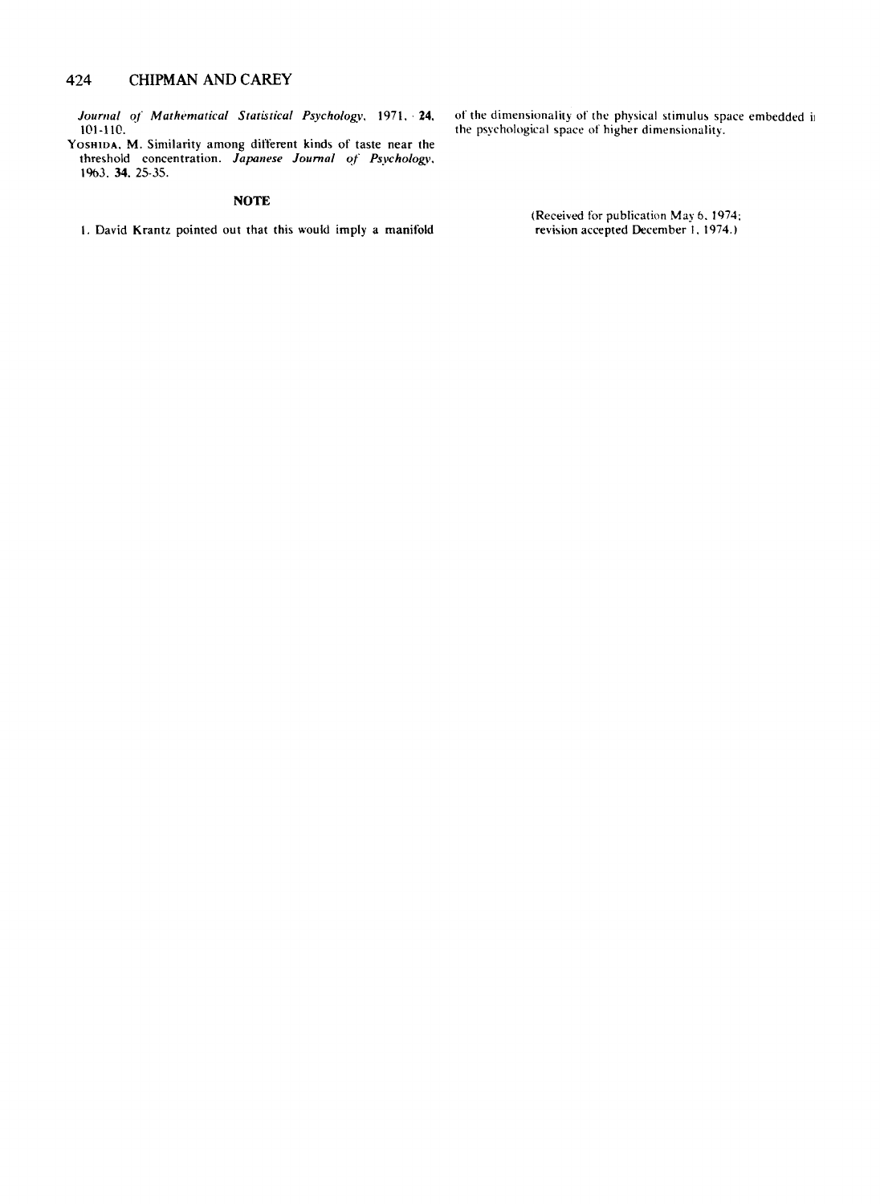*Journal of Mathematical Statistical Psychology*, 1971, **24**, 101-110.

Yoshida, M. Similarity among different kinds of taste near the threshold concentration. *Japanese Journal of Psychology*, 1963. **34**. 25-35.

## NOTE

1. David Krantz pointed out that this would imply a manifold of the dimensionality of the physical stimulus space embedded in the psychological space of higher dimensionality.

(Received for publication May 6, 1974; revision accepted December 1, 1974.)